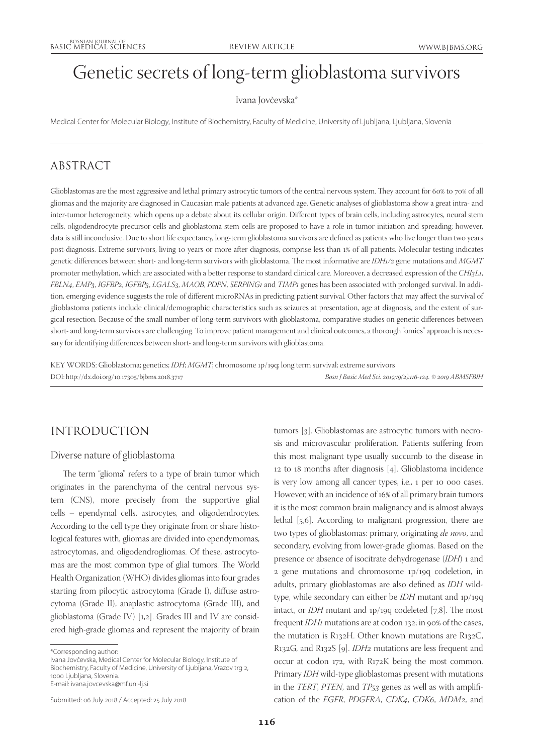# Genetic secrets of long-term glioblastoma survivors

Ivana Jovčevska*

Medical Center for Molecular Biology, Institute of Biochemistry, Faculty of Medicine, University of Ljubljana, Ljubljana, Slovenia

## ABSTRACT

Glioblastomas are the most aggressive and lethal primary astrocytic tumors of the central nervous system. They account for 60% to 70% of all gliomas and the majority are diagnosed in Caucasian male patients at advanced age. Genetic analyses of glioblastoma show a great intra- and inter-tumor heterogeneity, which opens up a debate about its cellular origin. Different types of brain cells, including astrocytes, neural stem cells, oligodendrocyte precursor cells and glioblastoma stem cells are proposed to have a role in tumor initiation and spreading; however, data is still inconclusive. Due to short life expectancy, long-term glioblastoma survivors are defined as patients who live longer than two years post-diagnosis. Extreme survivors, living 10 years or more after diagnosis, comprise less than 1% of all patients. Molecular testing indicates genetic differences between short- and long-term survivors with glioblastoma. The most informative are *IDH1/2* gene mutations and *MGMT* promoter methylation, which are associated with a better response to standard clinical care. Moreover, a decreased expression of the *CHI3L1*, *FBLN4*, *EMP3*, *IGFBP2*, *IGFBP3*, *LGALS3*, *MAOB*, *PDPN*, *SERPING1* and *TIMP1* genes has been associated with prolonged survival. In addition, emerging evidence suggests the role of different microRNAs in predicting patient survival. Other factors that may affect the survival of glioblastoma patients include clinical/demographic characteristics such as seizures at presentation, age at diagnosis, and the extent of surgical resection. Because of the small number of long-term survivors with glioblastoma, comparative studies on genetic differences between short- and long-term survivors are challenging. To improve patient management and clinical outcomes, a thorough "omics" approach is necessary for identifying differences between short- and long-term survivors with glioblastoma.

KEY WORDS: Glioblastoma; genetics; *IDH*; *MGMT*; chromosome 1p/19q; long term survival; extreme survivors

DOI: http://dx.doi.org/10.17305/bjbms.2018.3717

*Bosn J Basic Med Sci. 2019;19(2):116-124. © 2019 ABMSFBIH*

## INTRODUCTION

### Diverse nature of glioblastoma

The term "glioma" refers to a type of brain tumor which originates in the parenchyma of the central nervous system (CNS), more precisely from the supportive glial cells – ependymal cells, astrocytes, and oligodendrocytes. According to the cell type they originate from or share histological features with, gliomas are divided into ependymomas, astrocytomas, and oligodendrogliomas. Of these, astrocytomas are the most common type of glial tumors. The World Health Organization (WHO) divides gliomas into four grades starting from pilocytic astrocytoma (Grade I), diffuse astrocytoma (Grade II), anaplastic astrocytoma (Grade III), and glioblastoma (Grade IV) [1,2]. Grades III and IV are considered high-grade gliomas and represent the majority of brain tumors [3]. Glioblastomas are astrocytic tumors with necrosis and microvascular proliferation. Patients suffering from this most malignant type usually succumb to the disease in 12 to 18 months after diagnosis [4]. Glioblastoma incidence is very low among all cancer types, i.e., 1 per 10 000 cases. However, with an incidence of 16% of all primary brain tumors it is the most common brain malignancy and is almost always lethal [5,6]. According to malignant progression, there are two types of glioblastomas: primary, originating *de novo*, and secondary, evolving from lower-grade gliomas. Based on the presence or absence of isocitrate dehydrogenase (*IDH*) 1 and 2 gene mutations and chromosome 1p/19q codeletion, in adults, primary glioblastomas are also defined as *IDH* wild-type, while secondary can either be *IDH* mutant and 1p/19q intact, or *IDH* mutant and 1p/19q codeleted [7,8]. The most frequent *IDH1* mutations are at codon 132; in 90% of the cases, the mutation is R132H. Other known mutations are R132C, R132G, and R132S [9]. *IDH2* mutations are less frequent and occur at codon 172, with R172K being the most common. Primary *IDH* wild-type glioblastomas present with mutations in the *TERT*, *PTEN*, and *TP53* genes as well as with amplification of the *EGFR*, *PDGFRA*, *CDK4*, *CDK6*, *MDM2*, and

*Corresponding author:
Ivana Jovčevska, Medical Center for Molecular Biology, Institute of Biochemistry, Faculty of Medicine, University of Ljubljana, Vrazov trg 2, 1000 Ljubljana, Slovenia.
E-mail: ivana.jovcevska@mf.uni-lj.si

Submitted: 06 July 2018 / Accepted: 25 July 2018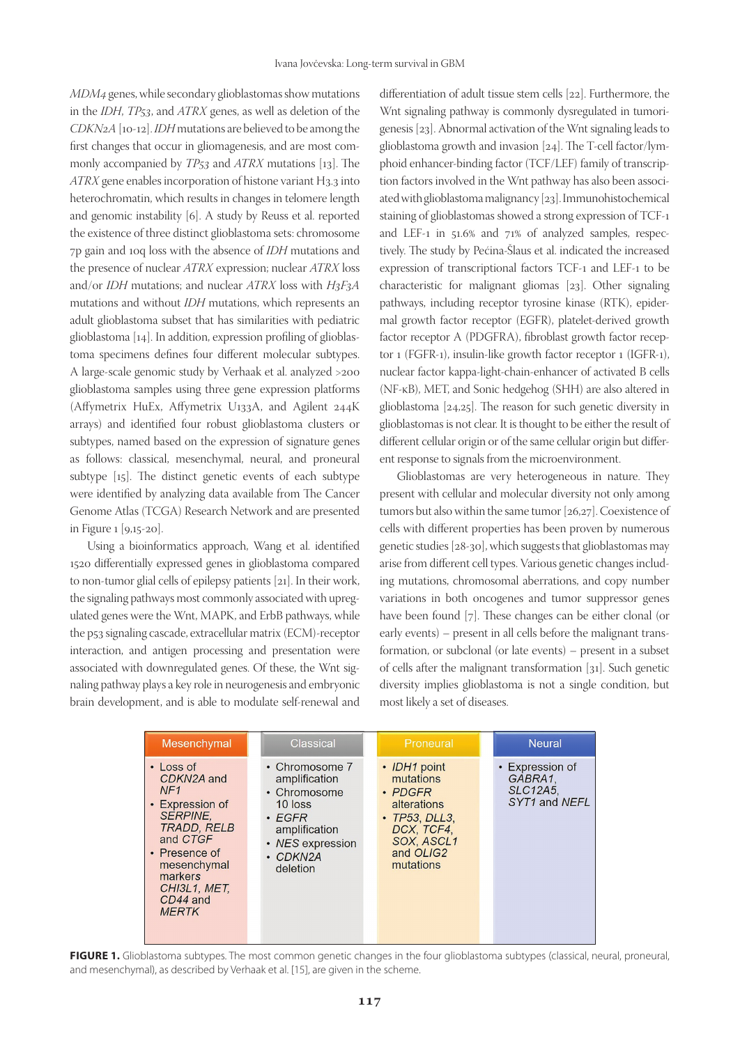*MDM4* genes, while secondary glioblastomas show mutations in the *IDH*, *TP53*, and *ATRX* genes, as well as deletion of the *CDKN2A* [10-12]. *IDH* mutations are believed to be among the first changes that occur in gliomagenesis, and are most commonly accompanied by *TP53* and *ATRX* mutations [13]. The *ATRX* gene enables incorporation of histone variant H3.3 into heterochromatin, which results in changes in telomere length and genomic instability [6]. A study by Reuss et al. reported the existence of three distinct glioblastoma sets: chromosome 7p gain and 10q loss with the absence of *IDH* mutations and the presence of nuclear *ATRX* expression; nuclear *ATRX* loss and/or *IDH* mutations; and nuclear *ATRX* loss with *H3F3A* mutations and without *IDH* mutations, which represents an adult glioblastoma subset that has similarities with pediatric glioblastoma [14]. In addition, expression profiling of glioblastoma specimens defines four different molecular subtypes. A large-scale genomic study by Verhaak et al. analyzed >200 glioblastoma samples using three gene expression platforms (Affymetrix HuEx, Affymetrix U133A, and Agilent 244K arrays) and identified four robust glioblastoma clusters or subtypes, named based on the expression of signature genes as follows: classical, mesenchymal, neural, and proneural subtype [15]. The distinct genetic events of each subtype were identified by analyzing data available from The Cancer Genome Atlas (TCGA) Research Network and are presented in Figure 1 [9,15-20].

Using a bioinformatics approach, Wang et al. identified 1520 differentially expressed genes in glioblastoma compared to non-tumor glial cells of epilepsy patients [21]. In their work, the signaling pathways most commonly associated with upregulated genes were the Wnt, MAPK, and ErbB pathways, while the p53 signaling cascade, extracellular matrix (ECM)-receptor interaction, and antigen processing and presentation were associated with downregulated genes. Of these, the Wnt signaling pathway plays a key role in neurogenesis and embryonic brain development, and is able to modulate self-renewal and differentiation of adult tissue stem cells [22]. Furthermore, the Wnt signaling pathway is commonly dysregulated in tumorigenesis [23]. Abnormal activation of the Wnt signaling leads to glioblastoma growth and invasion [24]. The T-cell factor/lymphoid enhancer-binding factor (TCF/LEF) family of transcription factors involved in the Wnt pathway has also been associated with glioblastoma malignancy [23]. Immunohistochemical staining of glioblastomas showed a strong expression of TCF-1 and LEF-1 in 51.6% and 71% of analyzed samples, respectively. The study by Pećina-Šlaus et al. indicated the increased expression of transcriptional factors TCF-1 and LEF-1 to be characteristic for malignant gliomas [23]. Other signaling pathways, including receptor tyrosine kinase (RTK), epidermal growth factor receptor (EGFR), platelet-derived growth factor receptor A (PDGFRA), fibroblast growth factor receptor 1 (FGFR-1), insulin-like growth factor receptor 1 (IGFR-1), nuclear factor kappa-light-chain-enhancer of activated B cells (NF-κB), MET, and Sonic hedgehog (SHH) are also altered in glioblastoma [24,25]. The reason for such genetic diversity in glioblastomas is not clear. It is thought to be either the result of different cellular origin or of the same cellular origin but different response to signals from the microenvironment.

Glioblastomas are very heterogeneous in nature. They present with cellular and molecular diversity not only among tumors but also within the same tumor [26,27]. Coexistence of cells with different properties has been proven by numerous genetic studies [28-30], which suggests that glioblastomas may arise from different cell types. Various genetic changes including mutations, chromosomal aberrations, and copy number variations in both oncogenes and tumor suppressor genes have been found [7]. These changes can be either clonal (or early events) – present in all cells before the malignant transformation, or subclonal (or late events) – present in a subset of cells after the malignant transformation [31]. Such genetic diversity implies glioblastoma is not a single condition, but most likely a set of diseases.

| Mesenchymal | Classical | Proneural | Neural |
|---|---|---|---|
| • Loss of *CDKN2A* and *NF1*<br>• Expression of *SERPINE*, *TRADD*, *RELB* and *CTGF*<br>• Presence of mesenchymal markers *CHI3L1*, *MET*, *CD44* and *MERTK* | • Chromosome 7 amplification<br>• Chromosome 10 loss<br>• *EGFR* amplification<br>• *NES* expression<br>• *CDKN2A* deletion | • *IDH1* point mutations<br>• *PDGFR* alterations<br>• *TP53*, *DLL3*, *DCX*, *TCF4*, *SOX*, *ASCL1* and *OLIG2* mutations | • Expression of *GABRA1*, *SLC12A5*, *SYT1* and *NEFL* |

**FIGURE 1.** Glioblastoma subtypes. The most common genetic changes in the four glioblastoma subtypes (classical, neural, proneural, and mesenchymal), as described by Verhaak et al. [15], are given in the scheme.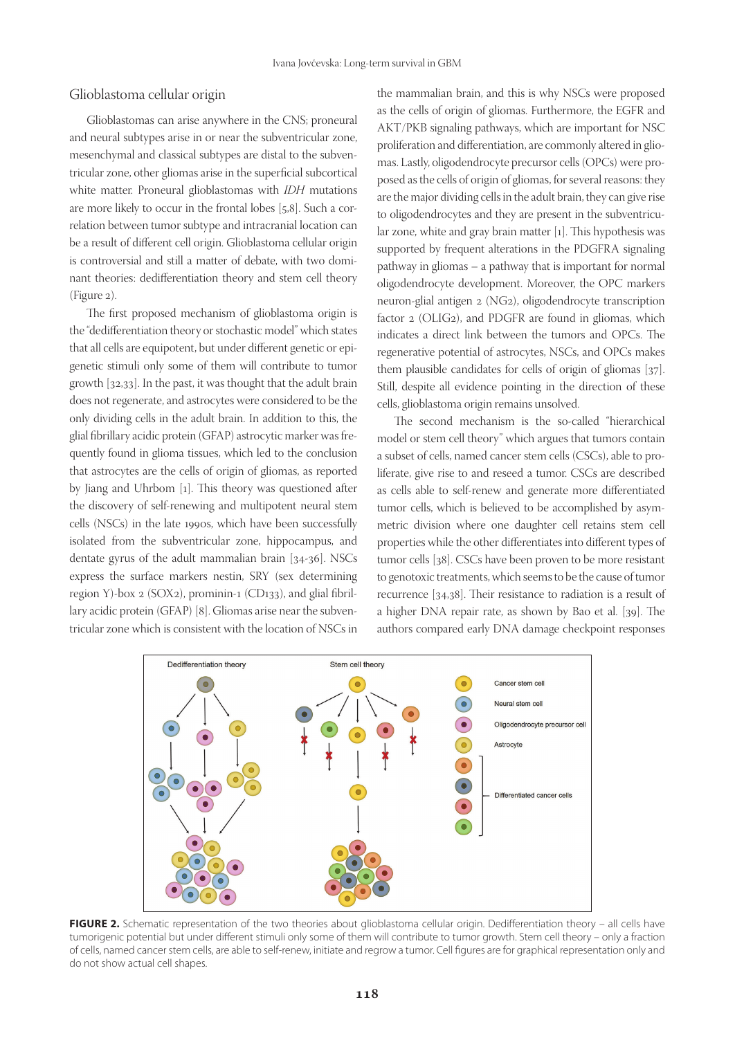## Glioblastoma cellular origin

Glioblastomas can arise anywhere in the CNS; proneural and neural subtypes arise in or near the subventricular zone, mesenchymal and classical subtypes are distal to the subventricular zone, other gliomas arise in the superficial subcortical white matter. Proneural glioblastomas with *IDH* mutations are more likely to occur in the frontal lobes [5,8]. Such a correlation between tumor subtype and intracranial location can be a result of different cell origin. Glioblastoma cellular origin is controversial and still a matter of debate, with two dominant theories: dedifferentiation theory and stem cell theory (Figure 2).

The first proposed mechanism of glioblastoma origin is the "dedifferentiation theory or stochastic model" which states that all cells are equipotent, but under different genetic or epigenetic stimuli only some of them will contribute to tumor growth [32,33]. In the past, it was thought that the adult brain does not regenerate, and astrocytes were considered to be the only dividing cells in the adult brain. In addition to this, the glial fibrillary acidic protein (GFAP) astrocytic marker was frequently found in glioma tissues, which led to the conclusion that astrocytes are the cells of origin of gliomas, as reported by Jiang and Uhrbom [1]. This theory was questioned after the discovery of self-renewing and multipotent neural stem cells (NSCs) in the late 1990s, which have been successfully isolated from the subventricular zone, hippocampus, and dentate gyrus of the adult mammalian brain [34-36]. NSCs express the surface markers nestin, SRY (sex determining region Y)-box 2 (SOX2), prominin-1 (CD133), and glial fibrillary acidic protein (GFAP) [8]. Gliomas arise near the subventricular zone which is consistent with the location of NSCs in the mammalian brain, and this is why NSCs were proposed as the cells of origin of gliomas. Furthermore, the EGFR and AKT/PKB signaling pathways, which are important for NSC proliferation and differentiation, are commonly altered in gliomas. Lastly, oligodendrocyte precursor cells (OPCs) were proposed as the cells of origin of gliomas, for several reasons: they are the major dividing cells in the adult brain, they can give rise to oligodendrocytes and they are present in the subventricular zone, white and gray brain matter [1]. This hypothesis was supported by frequent alterations in the PDGFRA signaling pathway in gliomas – a pathway that is important for normal oligodendrocyte development. Moreover, the OPC markers neuron-glial antigen 2 (NG2), oligodendrocyte transcription factor 2 (OLIG2), and PDGFR are found in gliomas, which indicates a direct link between the tumors and OPCs. The regenerative potential of astrocytes, NSCs, and OPCs makes them plausible candidates for cells of origin of gliomas [37]. Still, despite all evidence pointing in the direction of these cells, glioblastoma origin remains unsolved.

The second mechanism is the so-called "hierarchical model or stem cell theory" which argues that tumors contain a subset of cells, named cancer stem cells (CSCs), able to proliferate, give rise to and reseed a tumor. CSCs are described as cells able to self-renew and generate more differentiated tumor cells, which is believed to be accomplished by asymmetric division where one daughter cell retains stem cell properties while the other differentiates into different types of tumor cells [38]. CSCs have been proven to be more resistant to genotoxic treatments, which seems to be the cause of tumor recurrence [34,38]. Their resistance to radiation is a result of a higher DNA repair rate, as shown by Bao et al. [39]. The authors compared early DNA damage checkpoint responses

**FIGURE 2.** Schematic representation of the two theories about glioblastoma cellular origin. Dedifferentiation theory – all cells have tumorigenic potential but under different stimuli only some of them will contribute to tumor growth. Stem cell theory – only a fraction of cells, named cancer stem cells, are able to self-renew, initiate and regrow a tumor. Cell figures are for graphical representation only and do not show actual cell shapes.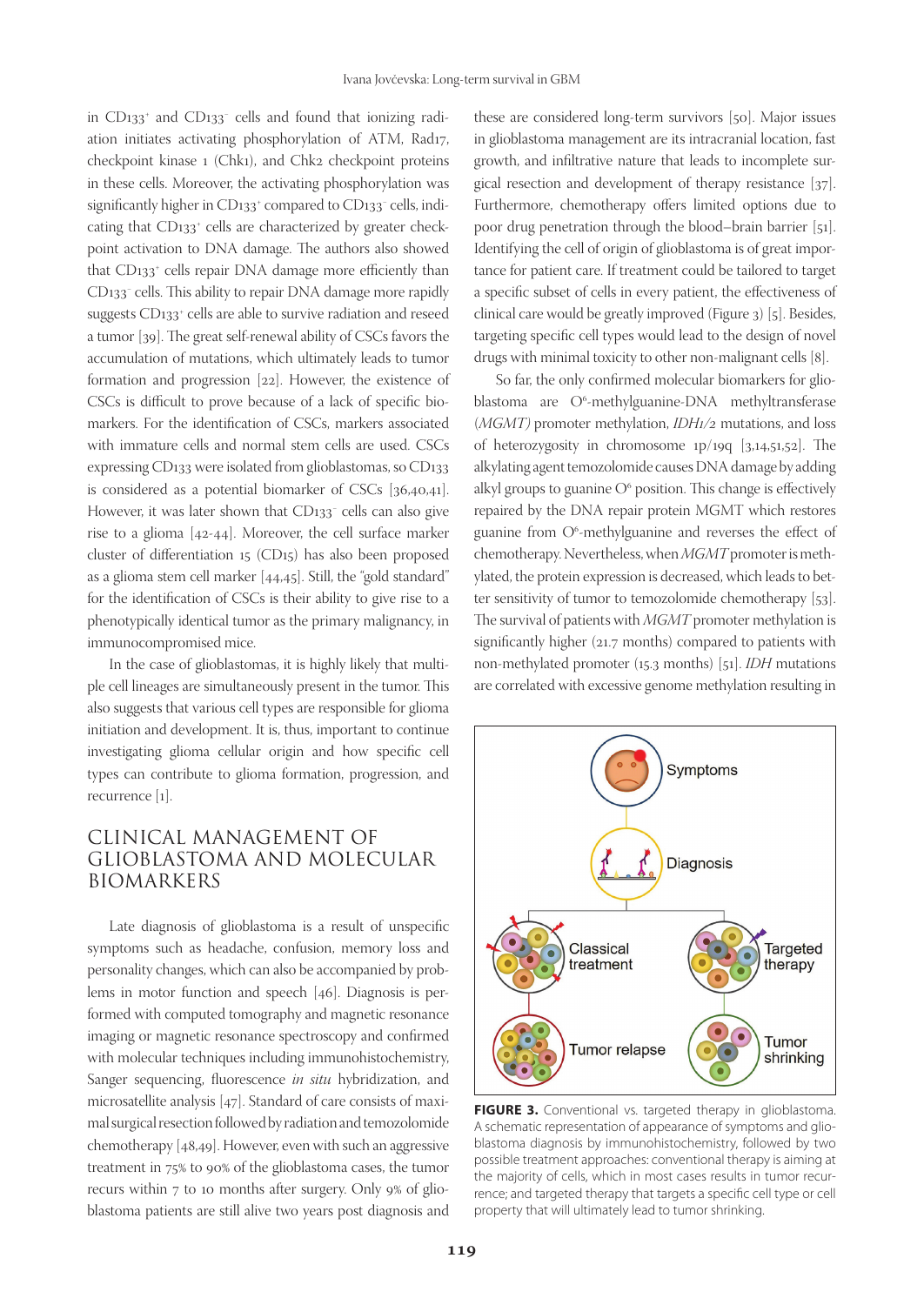in CD133$^+$ and CD133$^-$ cells and found that ionizing radiation initiates activating phosphorylation of ATM, Rad17, checkpoint kinase 1 (Chk1), and Chk2 checkpoint proteins in these cells. Moreover, the activating phosphorylation was significantly higher in CD133$^+$ compared to CD133$^-$ cells, indicating that CD133$^+$ cells are characterized by greater checkpoint activation to DNA damage. The authors also showed that CD133$^+$ cells repair DNA damage more efficiently than CD133$^-$ cells. This ability to repair DNA damage more rapidly suggests CD133$^+$ cells are able to survive radiation and reseed a tumor [39]. The great self-renewal ability of CSCs favors the accumulation of mutations, which ultimately leads to tumor formation and progression [22]. However, the existence of CSCs is difficult to prove because of a lack of specific biomarkers. For the identification of CSCs, markers associated with immature cells and normal stem cells are used. CSCs expressing CD133 were isolated from glioblastomas, so CD133 is considered as a potential biomarker of CSCs [36,40,41]. However, it was later shown that CD133$^-$ cells can also give rise to a glioma [42-44]. Moreover, the cell surface marker cluster of differentiation 15 (CD15) has also been proposed as a glioma stem cell marker [44,45]. Still, the "gold standard" for the identification of CSCs is their ability to give rise to a phenotypically identical tumor as the primary malignancy, in immunocompromised mice.

In the case of glioblastomas, it is highly likely that multiple cell lineages are simultaneously present in the tumor. This also suggests that various cell types are responsible for glioma initiation and development. It is, thus, important to continue investigating glioma cellular origin and how specific cell types can contribute to glioma formation, progression, and recurrence [1].

## CLINICAL MANAGEMENT OF GLIOBLASTOMA AND MOLECULAR BIOMARKERS

Late diagnosis of glioblastoma is a result of unspecific symptoms such as headache, confusion, memory loss and personality changes, which can also be accompanied by problems in motor function and speech [46]. Diagnosis is performed with computed tomography and magnetic resonance imaging or magnetic resonance spectroscopy and confirmed with molecular techniques including immunohistochemistry, Sanger sequencing, fluorescence *in situ* hybridization, and microsatellite analysis [47]. Standard of care consists of maximal surgical resection followed by radiation and temozolomide chemotherapy [48,49]. However, even with such an aggressive treatment in 75% to 90% of the glioblastoma cases, the tumor recurs within 7 to 10 months after surgery. Only 9% of glioblastoma patients are still alive two years post diagnosis and these are considered long-term survivors [50]. Major issues in glioblastoma management are its intracranial location, fast growth, and infiltrative nature that leads to incomplete surgical resection and development of therapy resistance [37]. Furthermore, chemotherapy offers limited options due to poor drug penetration through the blood–brain barrier [51]. Identifying the cell of origin of glioblastoma is of great importance for patient care. If treatment could be tailored to target a specific subset of cells in every patient, the effectiveness of clinical care would be greatly improved (Figure 3) [5]. Besides, targeting specific cell types would lead to the design of novel drugs with minimal toxicity to other non-malignant cells [8].

So far, the only confirmed molecular biomarkers for glioblastoma are O$^6$-methylguanine-DNA methyltransferase (*MGMT)* promoter methylation, *IDH1/2* mutations, and loss of heterozygosity in chromosome 1p/19q [3,14,51,52]. The alkylating agent temozolomide causes DNA damage by adding alkyl groups to guanine O$^6$ position. This change is effectively repaired by the DNA repair protein MGMT which restores guanine from O$^6$-methylguanine and reverses the effect of chemotherapy. Nevertheless, when *MGMT* promoter is methylated, the protein expression is decreased, which leads to better sensitivity of tumor to temozolomide chemotherapy [53]. The survival of patients with *MGMT* promoter methylation is significantly higher (21.7 months) compared to patients with non-methylated promoter (15.3 months) [51]. *IDH* mutations are correlated with excessive genome methylation resulting in

**FIGURE 3.** Conventional vs. targeted therapy in glioblastoma. A schematic representation of appearance of symptoms and glioblastoma diagnosis by immunohistochemistry, followed by two possible treatment approaches: conventional therapy is aiming at the majority of cells, which in most cases results in tumor recurrence; and targeted therapy that targets a specific cell type or cell property that will ultimately lead to tumor shrinking.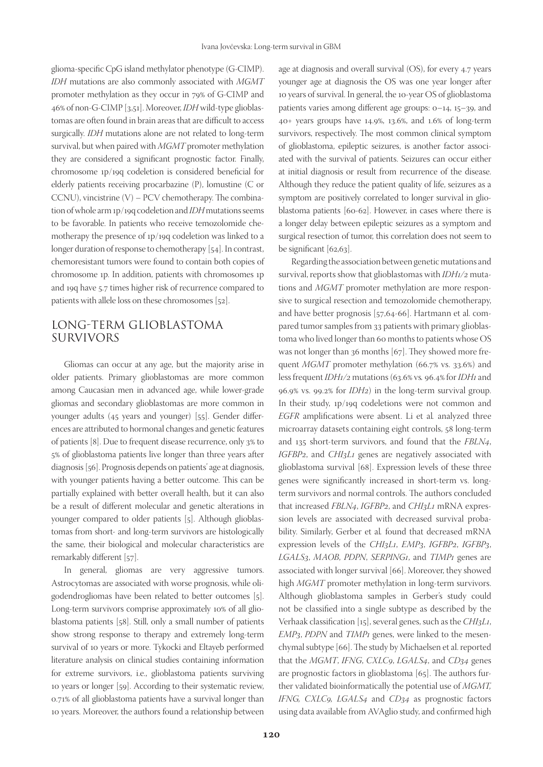glioma-specific CpG island methylator phenotype (G-CIMP). *IDH* mutations are also commonly associated with *MGMT* promoter methylation as they occur in 79% of G-CIMP and 46% of non-G-CIMP [3,51]. Moreover, *IDH* wild-type glioblastomas are often found in brain areas that are difficult to access surgically. *IDH* mutations alone are not related to long-term survival, but when paired with *MGMT* promoter methylation they are considered a significant prognostic factor. Finally, chromosome 1p/19q codeletion is considered beneficial for elderly patients receiving procarbazine (P), lomustine (C or CCNU), vincistrine (V) – PCV chemotherapy. The combination of whole arm 1p/19q codeletion and *IDH* mutations seems to be favorable. In patients who receive temozolomide chemotherapy the presence of 1p/19q codeletion was linked to a longer duration of response to chemotherapy [54]. In contrast, chemoresistant tumors were found to contain both copies of chromosome 1p. In addition, patients with chromosomes 1p and 19q have 5.7 times higher risk of recurrence compared to patients with allele loss on these chromosomes [52].

## LONG-TERM GLIOBLASTOMA SURVIVORS

Gliomas can occur at any age, but the majority arise in older patients. Primary glioblastomas are more common among Caucasian men in advanced age, while lower-grade gliomas and secondary glioblastomas are more common in younger adults (45 years and younger) [55]. Gender differences are attributed to hormonal changes and genetic features of patients [8]. Due to frequent disease recurrence, only 3% to 5% of glioblastoma patients live longer than three years after diagnosis [56]. Prognosis depends on patients' age at diagnosis, with younger patients having a better outcome. This can be partially explained with better overall health, but it can also be a result of different molecular and genetic alterations in younger compared to older patients [5]. Although glioblastomas from short- and long-term survivors are histologically the same, their biological and molecular characteristics are remarkably different [57].

In general, gliomas are very aggressive tumors. Astrocytomas are associated with worse prognosis, while oligodendrogliomas have been related to better outcomes [5]. Long-term survivors comprise approximately 10% of all glioblastoma patients [58]. Still, only a small number of patients show strong response to therapy and extremely long-term survival of 10 years or more. Tykocki and Eltayeb performed literature analysis on clinical studies containing information for extreme survivors, i.e., glioblastoma patients surviving 10 years or longer [59]. According to their systematic review, 0.71% of all glioblastoma patients have a survival longer than 10 years. Moreover, the authors found a relationship between age at diagnosis and overall survival (OS), for every 4.7 years younger age at diagnosis the OS was one year longer after 10 years of survival. In general, the 10-year OS of glioblastoma patients varies among different age groups: 0–14, 15–39, and 40+ years groups have 14.9%, 13.6%, and 1.6% of long-term survivors, respectively. The most common clinical symptom of glioblastoma, epileptic seizures, is another factor associated with the survival of patients. Seizures can occur either at initial diagnosis or result from recurrence of the disease. Although they reduce the patient quality of life, seizures as a symptom are positively correlated to longer survival in glioblastoma patients [60-62]. However, in cases where there is a longer delay between epileptic seizures as a symptom and surgical resection of tumor, this correlation does not seem to be significant [62,63].

Regarding the association between genetic mutations and survival, reports show that glioblastomas with *IDH1/2* mutations and *MGMT* promoter methylation are more responsive to surgical resection and temozolomide chemotherapy, and have better prognosis [57,64-66]. Hartmann et al. compared tumor samples from 33 patients with primary glioblastoma who lived longer than 60 months to patients whose OS was not longer than 36 months [67]. They showed more frequent *MGMT* promoter methylation (66.7% vs. 33.6%) and less frequent *IDH1/2* mutations (63.6% vs. 96.4% for *IDH1* and 96.9% vs. 99.2% for *IDH2*) in the long-term survival group. In their study, 1p/19q codeletions were not common and *EGFR* amplifications were absent. Li et al. analyzed three microarray datasets containing eight controls, 58 long-term and 135 short-term survivors, and found that the *FBLN4*, *IGFBP2*, and *CHI3L1* genes are negatively associated with glioblastoma survival [68]. Expression levels of these three genes were significantly increased in short-term vs. long-term survivors and normal controls. The authors concluded that increased *FBLN4*, *IGFBP2*, and *CHI3L1* mRNA expression levels are associated with decreased survival probability. Similarly, Gerber et al. found that decreased mRNA expression levels of the *CHI3L1*, *EMP3*, *IGFBP2*, *IGFBP3*, *LGALS3*, *MAOB*, *PDPN*, *SERPING1*, and *TIMP1* genes are associated with longer survival [66]. Moreover, they showed high *MGMT* promoter methylation in long-term survivors. Although glioblastoma samples in Gerber's study could not be classified into a single subtype as described by the Verhaak classification [15], several genes, such as the *CHI3L1*, *EMP3*, *PDPN* and *TIMP1* genes, were linked to the mesenchymal subtype [66]. The study by Michaelsen et al. reported that the *MGMT*, *IFNG*, *CXLC9*, *LGALS4*, and *CD34* genes are prognostic factors in glioblastoma [65]. The authors further validated bioinformatically the potential use of *MGMT, IFNG, CXLC9, LGALS4* and *CD34* as prognostic factors using data available from AVAglio study, and confirmed high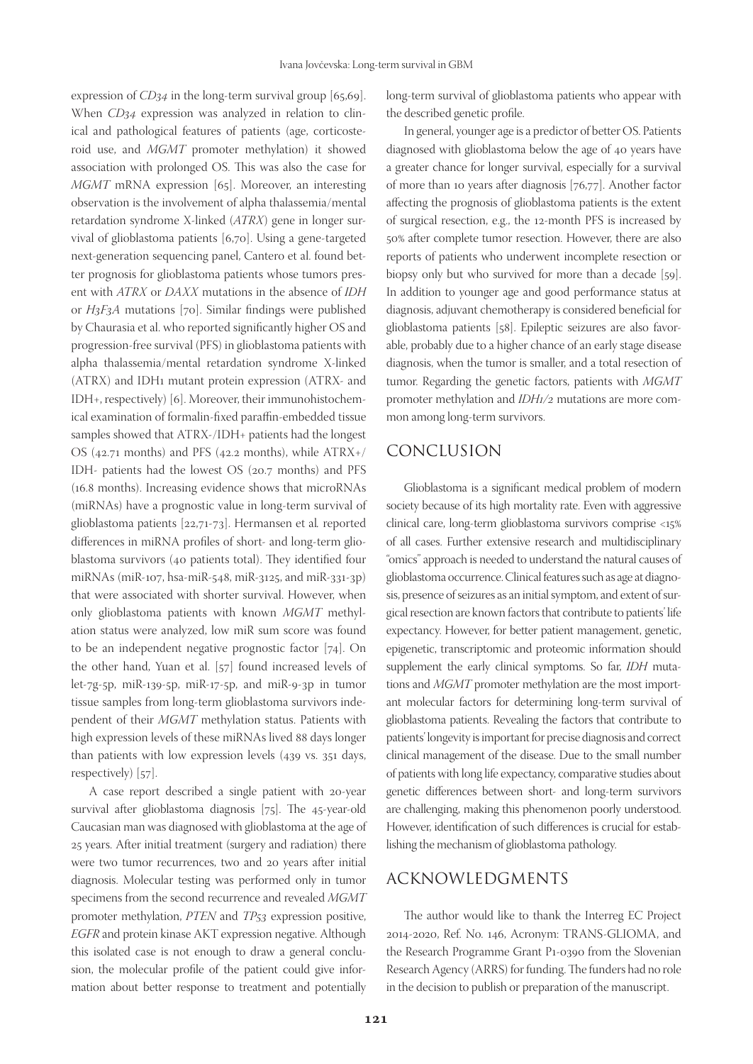expression of *CD34* in the long-term survival group [65,69]. When *CD34* expression was analyzed in relation to clinical and pathological features of patients (age, corticosteroid use, and *MGMT* promoter methylation) it showed association with prolonged OS. This was also the case for *MGMT* mRNA expression [65]. Moreover, an interesting observation is the involvement of alpha thalassemia/mental retardation syndrome X-linked (*ATRX*) gene in longer survival of glioblastoma patients [6,70]. Using a gene-targeted next-generation sequencing panel, Cantero et al. found better prognosis for glioblastoma patients whose tumors present with *ATRX* or *DAXX* mutations in the absence of *IDH* or *H3F3A* mutations [70]. Similar findings were published by Chaurasia et al. who reported significantly higher OS and progression-free survival (PFS) in glioblastoma patients with alpha thalassemia/mental retardation syndrome X-linked (ATRX) and IDH1 mutant protein expression (ATRX- and IDH+, respectively) [6]. Moreover, their immunohistochemical examination of formalin-fixed paraffin-embedded tissue samples showed that ATRX-/IDH+ patients had the longest OS (42.71 months) and PFS (42.2 months), while ATRX+/IDH- patients had the lowest OS (20.7 months) and PFS (16.8 months). Increasing evidence shows that microRNAs (miRNAs) have a prognostic value in long-term survival of glioblastoma patients [22,71-73]. Hermansen et al. reported differences in miRNA profiles of short- and long-term glioblastoma survivors (40 patients total). They identified four miRNAs (miR-107, hsa-miR-548, miR-3125, and miR-331-3p) that were associated with shorter survival. However, when only glioblastoma patients with known *MGMT* methylation status were analyzed, low miR sum score was found to be an independent negative prognostic factor [74]. On the other hand, Yuan et al. [57] found increased levels of let-7g-5p, miR-139-5p, miR-17-5p, and miR-9-3p in tumor tissue samples from long-term glioblastoma survivors independent of their *MGMT* methylation status. Patients with high expression levels of these miRNAs lived 88 days longer than patients with low expression levels (439 vs. 351 days, respectively) [57].

A case report described a single patient with 20-year survival after glioblastoma diagnosis [75]. The 45-year-old Caucasian man was diagnosed with glioblastoma at the age of 25 years. After initial treatment (surgery and radiation) there were two tumor recurrences, two and 20 years after initial diagnosis. Molecular testing was performed only in tumor specimens from the second recurrence and revealed *MGMT* promoter methylation, *PTEN* and *TP53* expression positive, *EGFR* and protein kinase AKT expression negative. Although this isolated case is not enough to draw a general conclusion, the molecular profile of the patient could give information about better response to treatment and potentially long-term survival of glioblastoma patients who appear with the described genetic profile.

In general, younger age is a predictor of better OS. Patients diagnosed with glioblastoma below the age of 40 years have a greater chance for longer survival, especially for a survival of more than 10 years after diagnosis [76,77]. Another factor affecting the prognosis of glioblastoma patients is the extent of surgical resection, e.g., the 12-month PFS is increased by 50% after complete tumor resection. However, there are also reports of patients who underwent incomplete resection or biopsy only but who survived for more than a decade [59]. In addition to younger age and good performance status at diagnosis, adjuvant chemotherapy is considered beneficial for glioblastoma patients [58]. Epileptic seizures are also favorable, probably due to a higher chance of an early stage disease diagnosis, when the tumor is smaller, and a total resection of tumor. Regarding the genetic factors, patients with *MGMT* promoter methylation and *IDH1/2* mutations are more common among long-term survivors.

## CONCLUSION

Glioblastoma is a significant medical problem of modern society because of its high mortality rate. Even with aggressive clinical care, long-term glioblastoma survivors comprise <15% of all cases. Further extensive research and multidisciplinary "omics" approach is needed to understand the natural causes of glioblastoma occurrence. Clinical features such as age at diagnosis, presence of seizures as an initial symptom, and extent of surgical resection are known factors that contribute to patients' life expectancy. However, for better patient management, genetic, epigenetic, transcriptomic and proteomic information should supplement the early clinical symptoms. So far, *IDH* mutations and *MGMT* promoter methylation are the most important molecular factors for determining long-term survival of glioblastoma patients. Revealing the factors that contribute to patients' longevity is important for precise diagnosis and correct clinical management of the disease. Due to the small number of patients with long life expectancy, comparative studies about genetic differences between short- and long-term survivors are challenging, making this phenomenon poorly understood. However, identification of such differences is crucial for establishing the mechanism of glioblastoma pathology.

## ACKNOWLEDGMENTS

The author would like to thank the Interreg EC Project 2014-2020, Ref. No. 146, Acronym: TRANS-GLIOMA, and the Research Programme Grant P1-0390 from the Slovenian Research Agency (ARRS) for funding. The funders had no role in the decision to publish or preparation of the manuscript.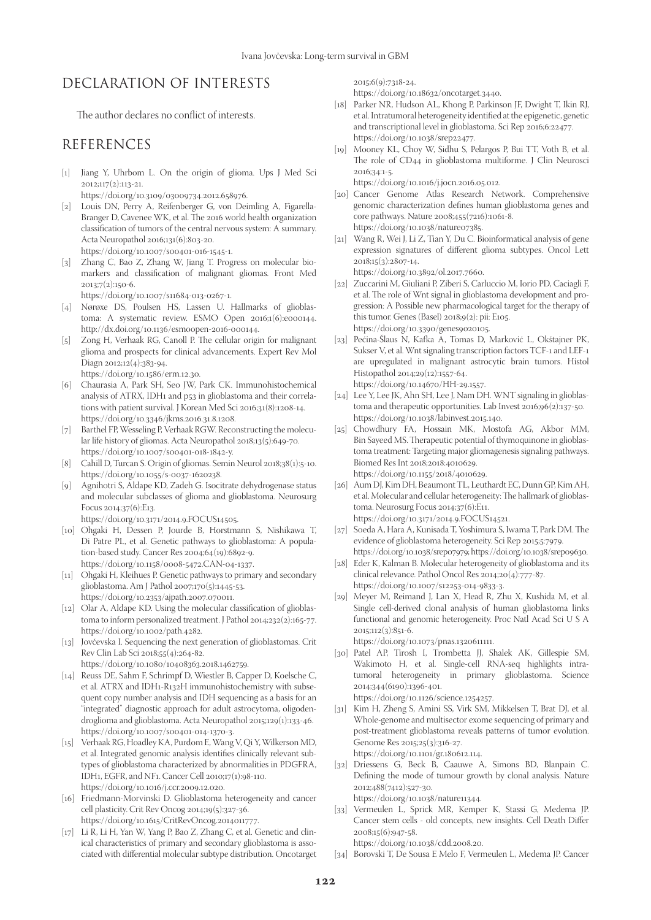## DECLARATION OF INTERESTS

The author declares no conflict of interests.

## REFERENCES

[1] Jiang Y, Uhrbom L. On the origin of glioma. Ups J Med Sci 2012;117(2):113-21. https://doi.org/10.3109/03009734.2012.658976.

[2] Louis DN, Perry A, Reifenberger G, von Deimling A, Figarella-Branger D, Cavenee WK, et al. The 2016 world health organization classification of tumors of the central nervous system: A summary. Acta Neuropathol 2016;131(6):803-20. https://doi.org/10.1007/s00401-016-1545-1.

[3] Zhang C, Bao Z, Zhang W, Jiang T. Progress on molecular biomarkers and classification of malignant gliomas. Front Med 2013;7(2):150-6. https://doi.org/10.1007/s11684-013-0267-1.

[4] Nørøxe DS, Poulsen HS, Lassen U. Hallmarks of glioblastoma: A systematic review. ESMO Open 2016;1(6):e000144. http://dx.doi.org/10.1136/esmoopen-2016-000144.

[5] Zong H, Verhaak RG, Canoll P. The cellular origin for malignant glioma and prospects for clinical advancements. Expert Rev Mol Diagn 2012;12(4):383-94. https://doi.org/10.1586/erm.12.30.

[6] Chaurasia A, Park SH, Seo JW, Park CK. Immunohistochemical analysis of ATRX, IDH1 and p53 in glioblastoma and their correlations with patient survival. J Korean Med Sci 2016;31(8):1208-14. https://doi.org/10.3346/jkms.2016.31.8.1208.

[7] Barthel FP, Wesseling P, Verhaak RGW. Reconstructing the molecular life history of gliomas. Acta Neuropathol 2018;13(5):649-70. https://doi.org/10.1007/s00401-018-1842-y.

[8] Cahill D, Turcan S. Origin of gliomas. Semin Neurol 2018;38(1):5-10. https://doi.org/10.1055/s-0037-1620238.

[9] Agnihotri S, Aldape KD, Zadeh G. Isocitrate dehydrogenase status and molecular subclasses of glioma and glioblastoma. Neurosurg Focus 2014;37(6):E13. https://doi.org/10.3171/2014.9.FOCUS14505.

[10] Ohgaki H, Dessen P, Jourde B, Horstmann S, Nishikawa T, Di Patre PL, et al. Genetic pathways to glioblastoma: A population-based study. Cancer Res 2004;64(19):6892-9. https://doi.org/10.1158/0008-5472.CAN-04-1337.

[11] Ohgaki H, Kleihues P. Genetic pathways to primary and secondary glioblastoma. Am J Pathol 2007;170(5):1445-53. https://doi.org/10.2353/ajpath.2007.070011.

[12] Olar A, Aldape KD. Using the molecular classification of glioblastoma to inform personalized treatment. J Pathol 2014;232(2):165-77. https://doi.org/10.1002/path.4282.

[13] Jovčevska I. Sequencing the next generation of glioblastomas. Crit Rev Clin Lab Sci 2018;55(4):264-82. https://doi.org/10.1080/10408363.2018.1462759.

[14] Reuss DE, Sahm F, Schrimpf D, Wiestler B, Capper D, Koelsche C, et al. ATRX and IDH1-R132H immunohistochemistry with subsequent copy number analysis and IDH sequencing as a basis for an "integrated" diagnostic approach for adult astrocytoma, oligodendroglioma and glioblastoma. Acta Neuropathol 2015;129(1):133-46. https://doi.org/10.1007/s00401-014-1370-3.

[15] Verhaak RG, Hoadley KA, Purdom E, Wang V, Qi Y, Wilkerson MD, et al. Integrated genomic analysis identifies clinically relevant subtypes of glioblastoma characterized by abnormalities in PDGFRA, IDH1, EGFR, and NF1. Cancer Cell 2010;17(1):98-110. https://doi.org/10.1016/j.ccr.2009.12.020.

[16] Friedmann-Morvinski D. Glioblastoma heterogeneity and cancer cell plasticity. Crit Rev Oncog 2014;19(5):327-36. https://doi.org/10.1615/CritRevOncog.2014011777.

[17] Li R, Li H, Yan W, Yang P, Bao Z, Zhang C, et al. Genetic and clinical characteristics of primary and secondary glioblastoma is associated with differential molecular subtype distribution. Oncotarget 2015;6(9):7318-24. https://doi.org/10.18632/oncotarget.3440.

[18] Parker NR, Hudson AL, Khong P, Parkinson JF, Dwight T, Ikin RJ, et al. Intratumoral heterogeneity identified at the epigenetic, genetic and transcriptional level in glioblastoma. Sci Rep 2016;6:22477. https://doi.org/10.1038/srep22477.

[19] Mooney KL, Choy W, Sidhu S, Pelargos P, Bui TT, Voth B, et al. The role of CD44 in glioblastoma multiforme. J Clin Neurosci 2016;34:1-5. https://doi.org/10.1016/j.jocn.2016.05.012.

[20] Cancer Genome Atlas Research Network. Comprehensive genomic characterization defines human glioblastoma genes and core pathways. Nature 2008;455(7216):1061-8. https://doi.org/10.1038/nature07385.

[21] Wang R, Wei J, Li Z, Tian Y, Du C. Bioinformatical analysis of gene expression signatures of different glioma subtypes. Oncol Lett 2018;15(3):2807-14. https://doi.org/10.3892/ol.2017.7660.

[22] Zuccarini M, Giuliani P, Ziberi S, Carluccio M, Iorio PD, Caciagli F, et al. The role of Wnt signal in glioblastoma development and progression: A possible new pharmacological target for the therapy of this tumor. Genes (Basel) 2018;9(2): pii: E105. https://doi.org/10.3390/genes9020105.

[23] Pećina-Šlaus N, Kafka A, Tomas D, Marković L, Okštajner PK, Sukser V, et al. Wnt signaling transcription factors TCF-1 and LEF-1 are upregulated in malignant astrocytic brain tumors. Histol Histopathol 2014;29(12):1557-64. https://doi.org/10.14670/HH-29.1557.

[24] Lee Y, Lee JK, Ahn SH, Lee J, Nam DH. WNT signaling in glioblastoma and therapeutic opportunities. Lab Invest 2016;96(2):137-50. https://doi.org/10.1038/labinvest.2015.140.

[25] Chowdhury FA, Hossain MK, Mostofa AG, Akbor MM, Bin Sayeed MS. Therapeutic potential of thymoquinone in glioblastoma treatment: Targeting major gliomagenesis signaling pathways. Biomed Res Int 2018;2018:4010629. https://doi.org/10.1155/2018/4010629.

[26] Aum DJ, Kim DH, Beaumont TL, Leuthardt EC, Dunn GP, Kim AH, et al. Molecular and cellular heterogeneity: The hallmark of glioblastoma. Neurosurg Focus 2014;37(6):E11. https://doi.org/10.3171/2014.9.FOCUS14521.

[27] Soeda A, Hara A, Kunisada T, Yoshimura S, Iwama T, Park DM. The evidence of glioblastoma heterogeneity. Sci Rep 2015;5:7979. https://doi.org/10.1038/srep07979; https://doi.org/10.1038/srep09630.

[28] Eder K, Kalman B. Molecular heterogeneity of glioblastoma and its clinical relevance. Pathol Oncol Res 2014;20(4):777-87. https://doi.org/10.1007/s12253-014-9833-3.

[29] Meyer M, Reimand J, Lan X, Head R, Zhu X, Kushida M, et al. Single cell-derived clonal analysis of human glioblastoma links functional and genomic heterogeneity. Proc Natl Acad Sci U S A 2015;112(3):851-6. https://doi.org/10.1073/pnas.1320611111.

[30] Patel AP, Tirosh I, Trombetta JJ, Shalek AK, Gillespie SM, Wakimoto H, et al. Single-cell RNA-seq highlights intratumoral heterogeneity in primary glioblastoma. Science 2014;344(6190):1396-401. https://doi.org/10.1126/science.1254257.

[31] Kim H, Zheng S, Amini SS, Virk SM, Mikkelsen T, Brat DJ, et al. Whole-genome and multisector exome sequencing of primary and post-treatment glioblastoma reveals patterns of tumor evolution. Genome Res 2015;25(3):316-27. https://doi.org/10.1101/gr.180612.114.

[32] Driessens G, Beck B, Caauwe A, Simons BD, Blanpain C. Defining the mode of tumour growth by clonal analysis. Nature 2012;488(7412):527-30. https://doi.org/10.1038/nature11344.

[33] Vermeulen L, Sprick MR, Kemper K, Stassi G, Medema JP. Cancer stem cells - old concepts, new insights. Cell Death Differ 2008;15(6):947-58. https://doi.org/10.1038/cdd.2008.20.

[34] Borovski T, De Sousa E Melo F, Vermeulen L, Medema JP. Cancer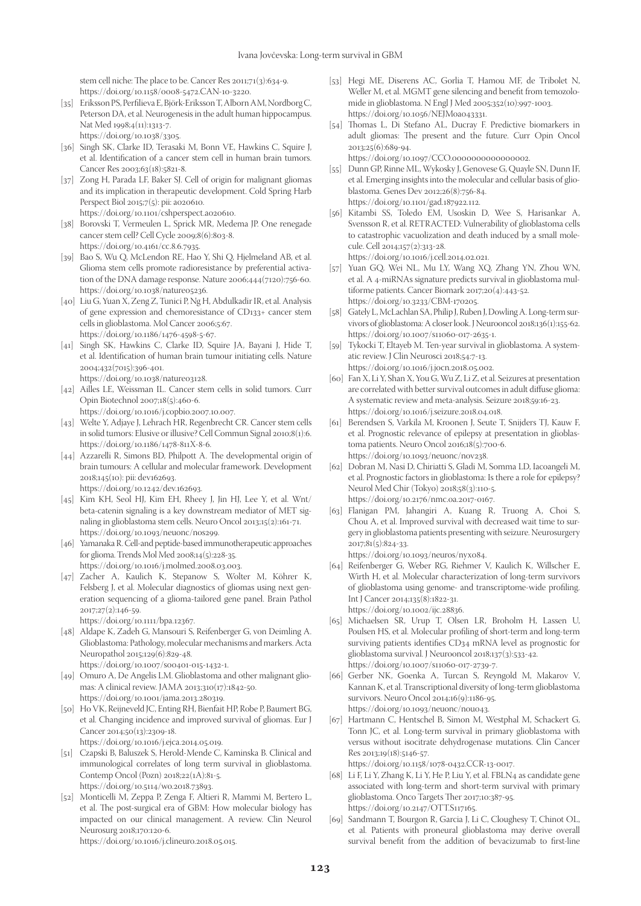stem cell niche: The place to be. Cancer Res 2011;71(3):634-9. https://doi.org/10.1158/0008-5472.CAN-10-3220.

[35] Eriksson PS, Perfilieva E, Björk-Eriksson T, Alborn AM, Nordborg C, Peterson DA, et al. Neurogenesis in the adult human hippocampus. Nat Med 1998;4(11):1313-7. https://doi.org/10.1038/3305.

[36] Singh SK, Clarke ID, Terasaki M, Bonn VE, Hawkins C, Squire J, et al. Identification of a cancer stem cell in human brain tumors. Cancer Res 2003;63(18):5821-8.

[37] Zong H, Parada LF, Baker SJ. Cell of origin for malignant gliomas and its implication in therapeutic development. Cold Spring Harb Perspect Biol 2015;7(5): pii: a020610. https://doi.org/10.1101/cshperspect.a020610.

[38] Borovski T, Vermeulen L, Sprick MR, Medema JP. One renegade cancer stem cell? Cell Cycle 2009;8(6):803-8. https://doi.org/10.4161/cc.8.6.7935.

[39] Bao S, Wu Q, McLendon RE, Hao Y, Shi Q, Hjelmeland AB, et al. Glioma stem cells promote radioresistance by preferential activation of the DNA damage response. Nature 2006;444(7120):756-60. https://doi.org/10.1038/nature05236.

[40] Liu G, Yuan X, Zeng Z, Tunici P, Ng H, Abdulkadir IR, et al. Analysis of gene expression and chemoresistance of CD133+ cancer stem cells in glioblastoma. Mol Cancer 2006;5:67. https://doi.org/10.1186/1476-4598-5-67.

[41] Singh SK, Hawkins C, Clarke ID, Squire JA, Bayani J, Hide T, et al. Identification of human brain tumour initiating cells. Nature 2004;432(7015):396-401. https://doi.org/10.1038/nature03128.

[42] Ailles LE, Weissman IL. Cancer stem cells in solid tumors. Curr Opin Biotechnol 2007;18(5):460-6. https://doi.org/10.1016/j.copbio.2007.10.007.

[43] Welte Y, Adjaye J, Lehrach HR, Regenbrecht CR. Cancer stem cells in solid tumors: Elusive or illusive? Cell Commun Signal 2010;8(1):6. https://doi.org/10.1186/1478-811X-8-6.

[44] Azzarelli R, Simons BD, Philpott A. The developmental origin of brain tumours: A cellular and molecular framework. Development 2018;145(10): pii: dev162693. https://doi.org/10.1242/dev.162693.

[45] Kim KH, Seol HJ, Kim EH, Rheey J, Jin HJ, Lee Y, et al. Wnt/beta-catenin signaling is a key downstream mediator of MET signaling in glioblastoma stem cells. Neuro Oncol 2013;15(2):161-71. https://doi.org/10.1093/neuonc/nos299.

[46] Yamanaka R. Cell-and peptide-based immunotherapeutic approaches for glioma. Trends Mol Med 2008;14(5):228-35. https://doi.org/10.1016/j.molmed.2008.03.003.

[47] Zacher A, Kaulich K, Stepanow S, Wolter M, Köhrer K, Felsberg J, et al. Molecular diagnostics of gliomas using next generation sequencing of a glioma-tailored gene panel. Brain Pathol 2017;27(2):146-59. https://doi.org/10.1111/bpa.12367.

[48] Aldape K, Zadeh G, Mansouri S, Reifenberger G, von Deimling A. Glioblastoma: Pathology, molecular mechanisms and markers. Acta Neuropathol 2015;129(6):829-48. https://doi.org/10.1007/s00401-015-1432-1.

[49] Omuro A, De Angelis LM. Glioblastoma and other malignant gliomas: A clinical review. JAMA 2013;310(17):1842-50. https://doi.org/10.1001/jama.2013.280319.

[50] Ho VK, Reijneveld JC, Enting RH, Bienfait HP, Robe P, Baumert BG, et al. Changing incidence and improved survival of gliomas. Eur J Cancer 2014;50(13):2309-18. https://doi.org/10.1016/j.ejca.2014.05.019.

[51] Czapski B, Baluszek S, Herold-Mende C, Kaminska B. Clinical and immunological correlates of long term survival in glioblastoma. Contemp Oncol (Pozn) 2018;22(1A):81-5. https://doi.org/10.5114/wo.2018.73893.

[52] Monticelli M, Zeppa P, Zenga F, Altieri R, Mammi M, Bertero L, et al. The post-surgical era of GBM: How molecular biology has impacted on our clinical management. A review. Clin Neurol Neurosurg 2018;170:120-6. https://doi.org/10.1016/j.clineuro.2018.05.015.

[53] Hegi ME, Diserens AC, Gorlia T, Hamou MF, de Tribolet N, Weller M, et al. MGMT gene silencing and benefit from temozolomide in glioblastoma. N Engl J Med 2005;352(10):997-1003. https://doi.org/10.1056/NEJMoa043331.

[54] Thomas L, Di Stefano AL, Ducray F. Predictive biomarkers in adult gliomas: The present and the future. Curr Opin Oncol 2013;25(6):689-94. https://doi.org/10.1097/CCO.0000000000000002.

[55] Dunn GP, Rinne ML, Wykosky J, Genovese G, Quayle SN, Dunn IF, et al. Emerging insights into the molecular and cellular basis of glioblastoma. Genes Dev 2012;26(8):756-84. https://doi.org/10.1101/gad.187922.112.

[56] Kitambi SS, Toledo EM, Usoskin D, Wee S, Harisankar A, Svensson R, et al. RETRACTED: Vulnerability of glioblastoma cells to catastrophic vacuolization and death induced by a small molecule. Cell 2014;157(2):313-28. https://doi.org/10.1016/j.cell.2014.02.021.

[57] Yuan GQ, Wei NL, Mu LY, Wang XQ, Zhang YN, Zhou WN, et al. A 4-miRNAs signature predicts survival in glioblastoma multiforme patients. Cancer Biomark 2017;20(4):443-52. https://doi.org/10.3233/CBM-170205.

[58] Gately L, McLachlan SA, Philip J, Ruben J, Dowling A. Long-term survivors of glioblastoma: A closer look. J Neurooncol 2018;136(1):155-62. https://doi.org/10.1007/s11060-017-2635-1.

[59] Tykocki T, Eltayeb M. Ten-year survival in glioblastoma. A systematic review. J Clin Neurosci 2018;54:7-13. https://doi.org/10.1016/j.jocn.2018.05.002.

[60] Fan X, Li Y, Shan X, You G, Wu Z, Li Z, et al. Seizures at presentation are correlated with better survival outcomes in adult diffuse glioma: A systematic review and meta-analysis. Seizure 2018;59:16-23. https://doi.org/10.1016/j.seizure.2018.04.018.

[61] Berendsen S, Varkila M, Kroonen J, Seute T, Snijders TJ, Kauw F, et al. Prognostic relevance of epilepsy at presentation in glioblastoma patients. Neuro Oncol 2016;18(5):700-6. https://doi.org/10.1093/neuonc/nov238.

[62] Dobran M, Nasi D, Chiriatti S, Gladi M, Somma LD, Iacoangeli M, et al. Prognostic factors in glioblastoma: Is there a role for epilepsy? Neurol Med Chir (Tokyo) 2018;58(3):110-5. https://doi.org/10.2176/nmc.oa.2017-0167.

[63] Flanigan PM, Jahangiri A, Kuang R, Truong A, Choi S, Chou A, et al. Improved survival with decreased wait time to surgery in glioblastoma patients presenting with seizure. Neurosurgery 2017;81(5):824-33. https://doi.org/10.1093/neuros/nyx084.

[64] Reifenberger G, Weber RG, Riehmer V, Kaulich K, Willscher E, Wirth H, et al. Molecular characterization of long-term survivors of glioblastoma using genome- and transcriptome-wide profiling. Int J Cancer 2014;135(8):1822-31. https://doi.org/10.1002/ijc.28836.

[65] Michaelsen SR, Urup T, Olsen LR, Broholm H, Lassen U, Poulsen HS, et al. Molecular profiling of short-term and long-term surviving patients identifies CD34 mRNA level as prognostic for glioblastoma survival. J Neurooncol 2018;137(3):533-42. https://doi.org/10.1007/s11060-017-2739-7.

[66] Gerber NK, Goenka A, Turcan S, Reyngold M, Makarov V, Kannan K, et al. Transcriptional diversity of long-term glioblastoma survivors. Neuro Oncol 2014;16(9):1186-95. https://doi.org/10.1093/neuonc/nou043.

[67] Hartmann C, Hentschel B, Simon M, Westphal M, Schackert G, Tonn JC, et al. Long-term survival in primary glioblastoma with versus without isocitrate dehydrogenase mutations. Clin Cancer Res 2013;19(18):5146-57. https://doi.org/10.1158/1078-0432.CCR-13-0017.

[68] Li F, Li Y, Zhang K, Li Y, He P, Liu Y, et al. FBLN4 as candidate gene associated with long-term and short-term survival with primary glioblastoma. Onco Targets Ther 2017;10:387-95. https://doi.org/10.2147/OTT.S117165.

[69] Sandmann T, Bourgon R, Garcia J, Li C, Cloughesy T, Chinot OL, et al. Patients with proneural glioblastoma may derive overall survival benefit from the addition of bevacizumab to first-line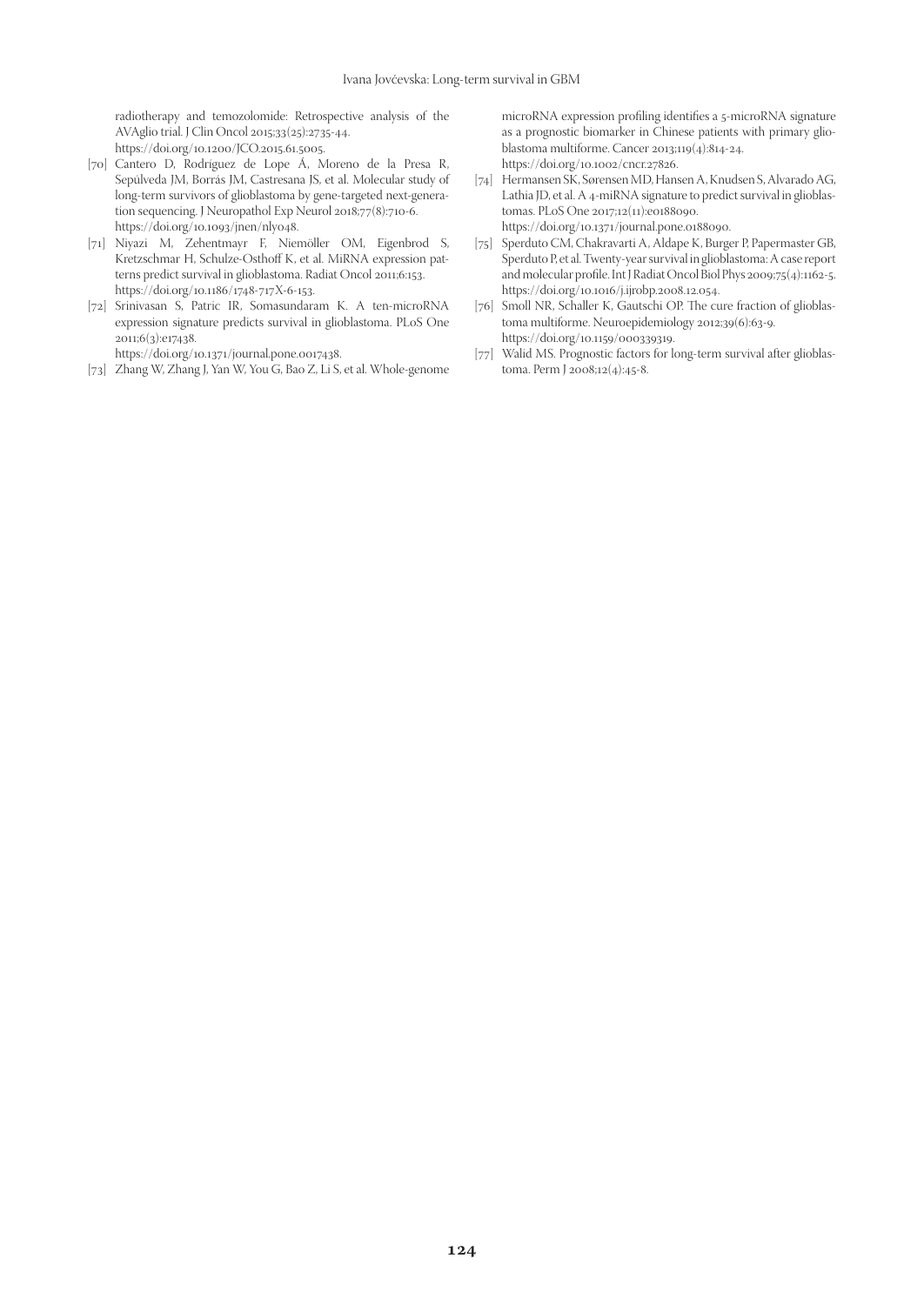radiotherapy and temozolomide: Retrospective analysis of the AVAglio trial. J Clin Oncol 2015;33(25):2735-44. https://doi.org/10.1200/JCO.2015.61.5005.

[70] Cantero D, Rodríguez de Lope Á, Moreno de la Presa R, Sepúlveda JM, Borrás JM, Castresana JS, et al. Molecular study of long-term survivors of glioblastoma by gene-targeted next-generation sequencing. J Neuropathol Exp Neurol 2018;77(8):710-6. https://doi.org/10.1093/jnen/nly048.

[71] Niyazi M, Zehentmayr F, Niemöller OM, Eigenbrod S, Kretzschmar H, Schulze-Osthoff K, et al. MiRNA expression patterns predict survival in glioblastoma. Radiat Oncol 2011;6:153. https://doi.org/10.1186/1748-717X-6-153.

[72] Srinivasan S, Patric IR, Somasundaram K. A ten-microRNA expression signature predicts survival in glioblastoma. PLoS One 2011;6(3):e17438. https://doi.org/10.1371/journal.pone.0017438.

[73] Zhang W, Zhang J, Yan W, You G, Bao Z, Li S, et al. Whole-genome microRNA expression profiling identifies a 5-microRNA signature as a prognostic biomarker in Chinese patients with primary glioblastoma multiforme. Cancer 2013;119(4):814-24. https://doi.org/10.1002/cncr.27826.

[74] Hermansen SK, Sørensen MD, Hansen A, Knudsen S, Alvarado AG, Lathia JD, et al. A 4-miRNA signature to predict survival in glioblastomas. PLoS One 2017;12(11):e0188090. https://doi.org/10.1371/journal.pone.0188090.

[75] Sperduto CM, Chakravarti A, Aldape K, Burger P, Papermaster GB, Sperduto P, et al. Twenty-year survival in glioblastoma: A case report and molecular profile. Int J Radiat Oncol Biol Phys 2009;75(4):1162-5. https://doi.org/10.1016/j.ijrobp.2008.12.054.

[76] Smoll NR, Schaller K, Gautschi OP. The cure fraction of glioblastoma multiforme. Neuroepidemiology 2012;39(6):63-9. https://doi.org/10.1159/000339319.

[77] Walid MS. Prognostic factors for long-term survival after glioblastoma. Perm J 2008;12(4):45-8.